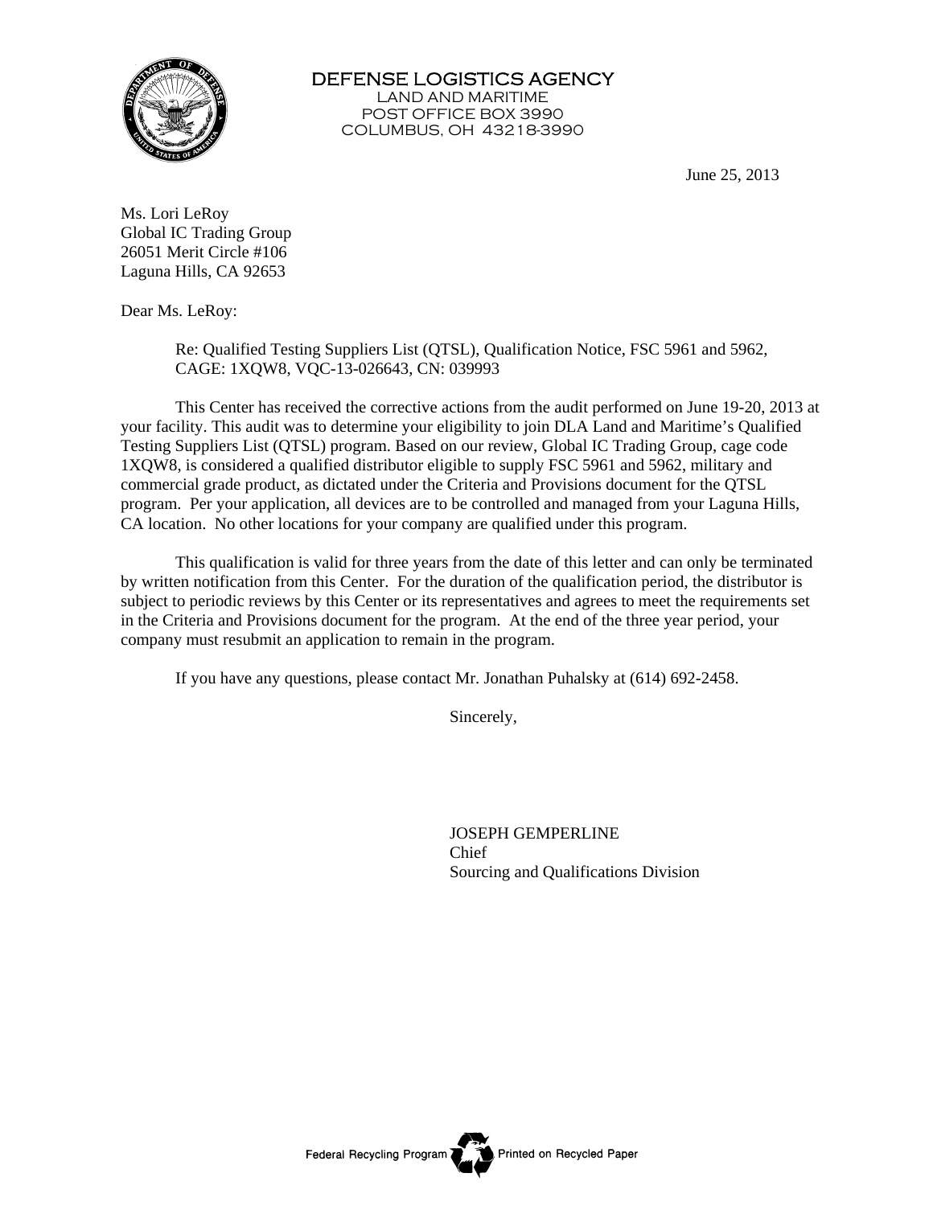# DEFENSE LOGISTICS AGENCY

LAND AND MARITIME
POST OFFICE BOX 3990
COLUMBUS, OH 43218-3990

June 25, 2013

Ms. Lori LeRoy
Global IC Trading Group
26051 Merit Circle #106
Laguna Hills, CA 92653

Dear Ms. LeRoy:

Re: Qualified Testing Suppliers List (QTSL), Qualification Notice, FSC 5961 and 5962, CAGE: 1XQW8, VQC-13-026643, CN: 039993

This Center has received the corrective actions from the audit performed on June 19-20, 2013 at your facility. This audit was to determine your eligibility to join DLA Land and Maritime's Qualified Testing Suppliers List (QTSL) program. Based on our review, Global IC Trading Group, cage code 1XQW8, is considered a qualified distributor eligible to supply FSC 5961 and 5962, military and commercial grade product, as dictated under the Criteria and Provisions document for the QTSL program. Per your application, all devices are to be controlled and managed from your Laguna Hills, CA location. No other locations for your company are qualified under this program.

This qualification is valid for three years from the date of this letter and can only be terminated by written notification from this Center. For the duration of the qualification period, the distributor is subject to periodic reviews by this Center or its representatives and agrees to meet the requirements set in the Criteria and Provisions document for the program. At the end of the three year period, your company must resubmit an application to remain in the program.

If you have any questions, please contact Mr. Jonathan Puhalsky at (614) 692-2458.

Sincerely,

JOSEPH GEMPERLINE
Chief
Sourcing and Qualifications Division

Federal Recycling Program Printed on Recycled Paper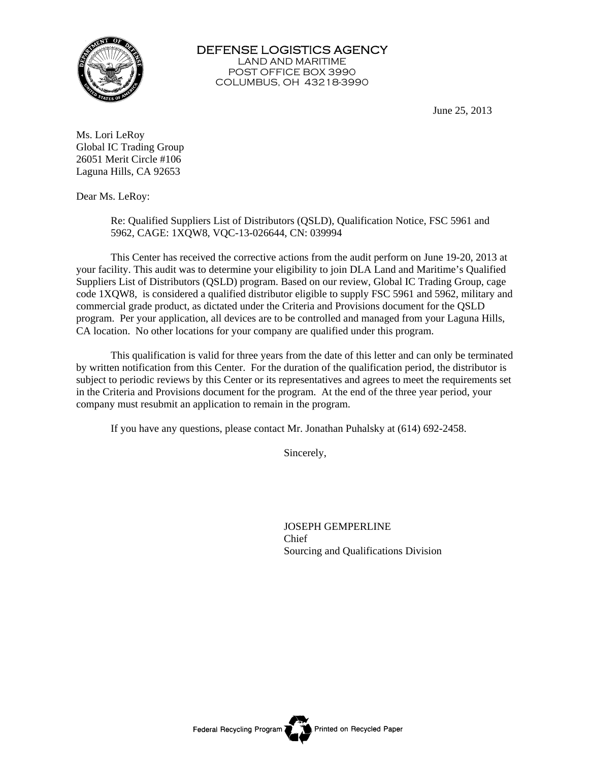DEFENSE LOGISTICS AGENCY
LAND AND MARITIME
POST OFFICE BOX 3990
COLUMBUS, OH 43218-3990

June 25, 2013

Ms. Lori LeRoy
Global IC Trading Group
26051 Merit Circle #106
Laguna Hills, CA 92653

Dear Ms. LeRoy:

Re: Qualified Suppliers List of Distributors (QSLD), Qualification Notice, FSC 5961 and 5962, CAGE: 1XQW8, VQC-13-026644, CN: 039994

This Center has received the corrective actions from the audit perform on June 19-20, 2013 at your facility. This audit was to determine your eligibility to join DLA Land and Maritime's Qualified Suppliers List of Distributors (QSLD) program. Based on our review, Global IC Trading Group, cage code 1XQW8, is considered a qualified distributor eligible to supply FSC 5961 and 5962, military and commercial grade product, as dictated under the Criteria and Provisions document for the QSLD program. Per your application, all devices are to be controlled and managed from your Laguna Hills, CA location. No other locations for your company are qualified under this program.

This qualification is valid for three years from the date of this letter and can only be terminated by written notification from this Center. For the duration of the qualification period, the distributor is subject to periodic reviews by this Center or its representatives and agrees to meet the requirements set in the Criteria and Provisions document for the program. At the end of the three year period, your company must resubmit an application to remain in the program.

If you have any questions, please contact Mr. Jonathan Puhalsky at (614) 692-2458.

Sincerely,

JOSEPH GEMPERLINE
Chief
Sourcing and Qualifications Division

Federal Recycling Program Printed on Recycled Paper